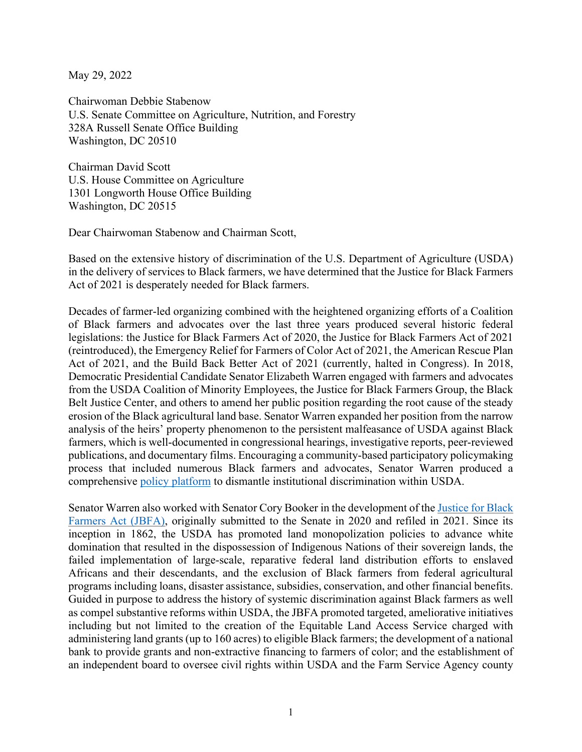May 29, 2022

Chairwoman Debbie Stabenow
U.S. Senate Committee on Agriculture, Nutrition, and Forestry
328A Russell Senate Office Building
Washington, DC 20510

Chairman David Scott
U.S. House Committee on Agriculture
1301 Longworth House Office Building
Washington, DC 20515

Dear Chairwoman Stabenow and Chairman Scott,

Based on the extensive history of discrimination of the U.S. Department of Agriculture (USDA) in the delivery of services to Black farmers, we have determined that the Justice for Black Farmers Act of 2021 is desperately needed for Black farmers.

Decades of farmer-led organizing combined with the heightened organizing efforts of a Coalition of Black farmers and advocates over the last three years produced several historic federal legislations: the Justice for Black Farmers Act of 2020, the Justice for Black Farmers Act of 2021 (reintroduced), the Emergency Relief for Farmers of Color Act of 2021, the American Rescue Plan Act of 2021, and the Build Back Better Act of 2021 (currently, halted in Congress). In 2018, Democratic Presidential Candidate Senator Elizabeth Warren engaged with farmers and advocates from the USDA Coalition of Minority Employees, the Justice for Black Farmers Group, the Black Belt Justice Center, and others to amend her public position regarding the root cause of the steady erosion of the Black agricultural land base. Senator Warren expanded her position from the narrow analysis of the heirs' property phenomenon to the persistent malfeasance of USDA against Black farmers, which is well-documented in congressional hearings, investigative reports, peer-reviewed publications, and documentary films. Encouraging a community-based participatory policymaking process that included numerous Black farmers and advocates, Senator Warren produced a comprehensive policy platform to dismantle institutional discrimination within USDA.

Senator Warren also worked with Senator Cory Booker in the development of the Justice for Black Farmers Act (JBFA), originally submitted to the Senate in 2020 and refiled in 2021. Since its inception in 1862, the USDA has promoted land monopolization policies to advance white domination that resulted in the dispossession of Indigenous Nations of their sovereign lands, the failed implementation of large-scale, reparative federal land distribution efforts to enslaved Africans and their descendants, and the exclusion of Black farmers from federal agricultural programs including loans, disaster assistance, subsidies, conservation, and other financial benefits. Guided in purpose to address the history of systemic discrimination against Black farmers as well as compel substantive reforms within USDA, the JBFA promoted targeted, ameliorative initiatives including but not limited to the creation of the Equitable Land Access Service charged with administering land grants (up to 160 acres) to eligible Black farmers; the development of a national bank to provide grants and non-extractive financing to farmers of color; and the establishment of an independent board to oversee civil rights within USDA and the Farm Service Agency county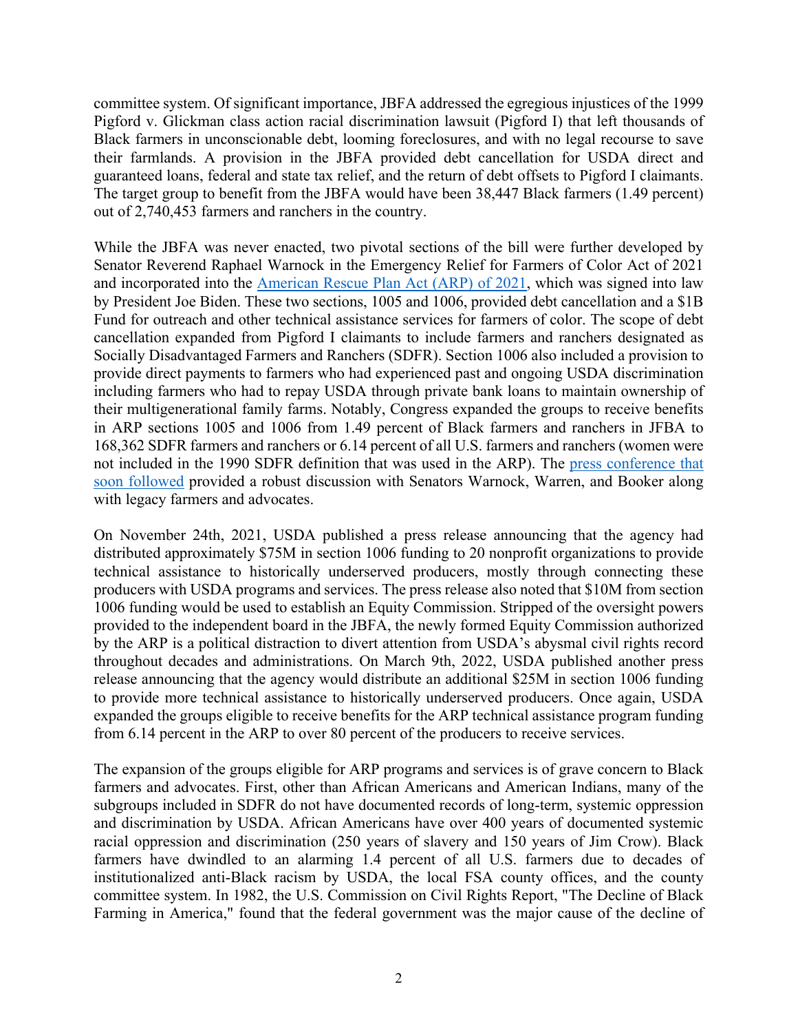committee system. Of significant importance, JBFA addressed the egregious injustices of the 1999 Pigford v. Glickman class action racial discrimination lawsuit (Pigford I) that left thousands of Black farmers in unconscionable debt, looming foreclosures, and with no legal recourse to save their farmlands. A provision in the JBFA provided debt cancellation for USDA direct and guaranteed loans, federal and state tax relief, and the return of debt offsets to Pigford I claimants. The target group to benefit from the JBFA would have been 38,447 Black farmers (1.49 percent) out of 2,740,453 farmers and ranchers in the country.

While the JBFA was never enacted, two pivotal sections of the bill were further developed by Senator Reverend Raphael Warnock in the Emergency Relief for Farmers of Color Act of 2021 and incorporated into the American Rescue Plan Act (ARP) of 2021, which was signed into law by President Joe Biden. These two sections, 1005 and 1006, provided debt cancellation and a $1B Fund for outreach and other technical assistance services for farmers of color. The scope of debt cancellation expanded from Pigford I claimants to include farmers and ranchers designated as Socially Disadvantaged Farmers and Ranchers (SDFR). Section 1006 also included a provision to provide direct payments to farmers who had experienced past and ongoing USDA discrimination including farmers who had to repay USDA through private bank loans to maintain ownership of their multigenerational family farms. Notably, Congress expanded the groups to receive benefits in ARP sections 1005 and 1006 from 1.49 percent of Black farmers and ranchers in JFBA to 168,362 SDFR farmers and ranchers or 6.14 percent of all U.S. farmers and ranchers (women were not included in the 1990 SDFR definition that was used in the ARP). The press conference that soon followed provided a robust discussion with Senators Warnock, Warren, and Booker along with legacy farmers and advocates.

On November 24th, 2021, USDA published a press release announcing that the agency had distributed approximately $75M in section 1006 funding to 20 nonprofit organizations to provide technical assistance to historically underserved producers, mostly through connecting these producers with USDA programs and services. The press release also noted that $10M from section 1006 funding would be used to establish an Equity Commission. Stripped of the oversight powers provided to the independent board in the JBFA, the newly formed Equity Commission authorized by the ARP is a political distraction to divert attention from USDA's abysmal civil rights record throughout decades and administrations. On March 9th, 2022, USDA published another press release announcing that the agency would distribute an additional $25M in section 1006 funding to provide more technical assistance to historically underserved producers. Once again, USDA expanded the groups eligible to receive benefits for the ARP technical assistance program funding from 6.14 percent in the ARP to over 80 percent of the producers to receive services.

The expansion of the groups eligible for ARP programs and services is of grave concern to Black farmers and advocates. First, other than African Americans and American Indians, many of the subgroups included in SDFR do not have documented records of long-term, systemic oppression and discrimination by USDA. African Americans have over 400 years of documented systemic racial oppression and discrimination (250 years of slavery and 150 years of Jim Crow). Black farmers have dwindled to an alarming 1.4 percent of all U.S. farmers due to decades of institutionalized anti-Black racism by USDA, the local FSA county offices, and the county committee system. In 1982, the U.S. Commission on Civil Rights Report, "The Decline of Black Farming in America," found that the federal government was the major cause of the decline of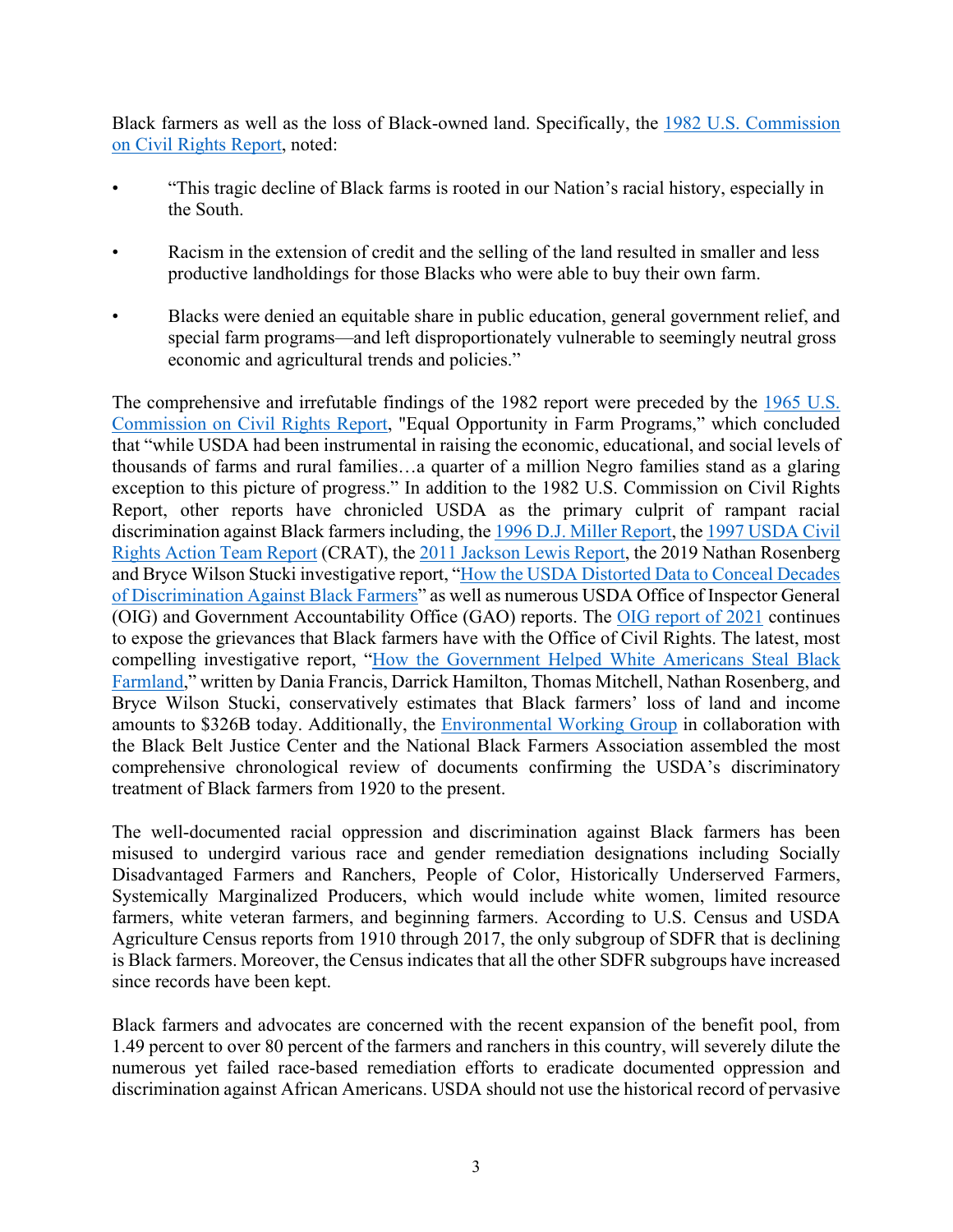Black farmers as well as the loss of Black-owned land. Specifically, the 1982 U.S. Commission on Civil Rights Report, noted:

- "This tragic decline of Black farms is rooted in our Nation's racial history, especially in the South.
- Racism in the extension of credit and the selling of the land resulted in smaller and less productive landholdings for those Blacks who were able to buy their own farm.
- Blacks were denied an equitable share in public education, general government relief, and special farm programs—and left disproportionately vulnerable to seemingly neutral gross economic and agricultural trends and policies."

The comprehensive and irrefutable findings of the 1982 report were preceded by the 1965 U.S. Commission on Civil Rights Report, "Equal Opportunity in Farm Programs," which concluded that "while USDA had been instrumental in raising the economic, educational, and social levels of thousands of farms and rural families…a quarter of a million Negro families stand as a glaring exception to this picture of progress." In addition to the 1982 U.S. Commission on Civil Rights Report, other reports have chronicled USDA as the primary culprit of rampant racial discrimination against Black farmers including, the 1996 D.J. Miller Report, the 1997 USDA Civil Rights Action Team Report (CRAT), the 2011 Jackson Lewis Report, the 2019 Nathan Rosenberg and Bryce Wilson Stucki investigative report, "How the USDA Distorted Data to Conceal Decades of Discrimination Against Black Farmers" as well as numerous USDA Office of Inspector General (OIG) and Government Accountability Office (GAO) reports. The OIG report of 2021 continues to expose the grievances that Black farmers have with the Office of Civil Rights. The latest, most compelling investigative report, "How the Government Helped White Americans Steal Black Farmland," written by Dania Francis, Darrick Hamilton, Thomas Mitchell, Nathan Rosenberg, and Bryce Wilson Stucki, conservatively estimates that Black farmers' loss of land and income amounts to $326B today. Additionally, the Environmental Working Group in collaboration with the Black Belt Justice Center and the National Black Farmers Association assembled the most comprehensive chronological review of documents confirming the USDA's discriminatory treatment of Black farmers from 1920 to the present.

The well-documented racial oppression and discrimination against Black farmers has been misused to undergird various race and gender remediation designations including Socially Disadvantaged Farmers and Ranchers, People of Color, Historically Underserved Farmers, Systemically Marginalized Producers, which would include white women, limited resource farmers, white veteran farmers, and beginning farmers. According to U.S. Census and USDA Agriculture Census reports from 1910 through 2017, the only subgroup of SDFR that is declining is Black farmers. Moreover, the Census indicates that all the other SDFR subgroups have increased since records have been kept.

Black farmers and advocates are concerned with the recent expansion of the benefit pool, from 1.49 percent to over 80 percent of the farmers and ranchers in this country, will severely dilute the numerous yet failed race-based remediation efforts to eradicate documented oppression and discrimination against African Americans. USDA should not use the historical record of pervasive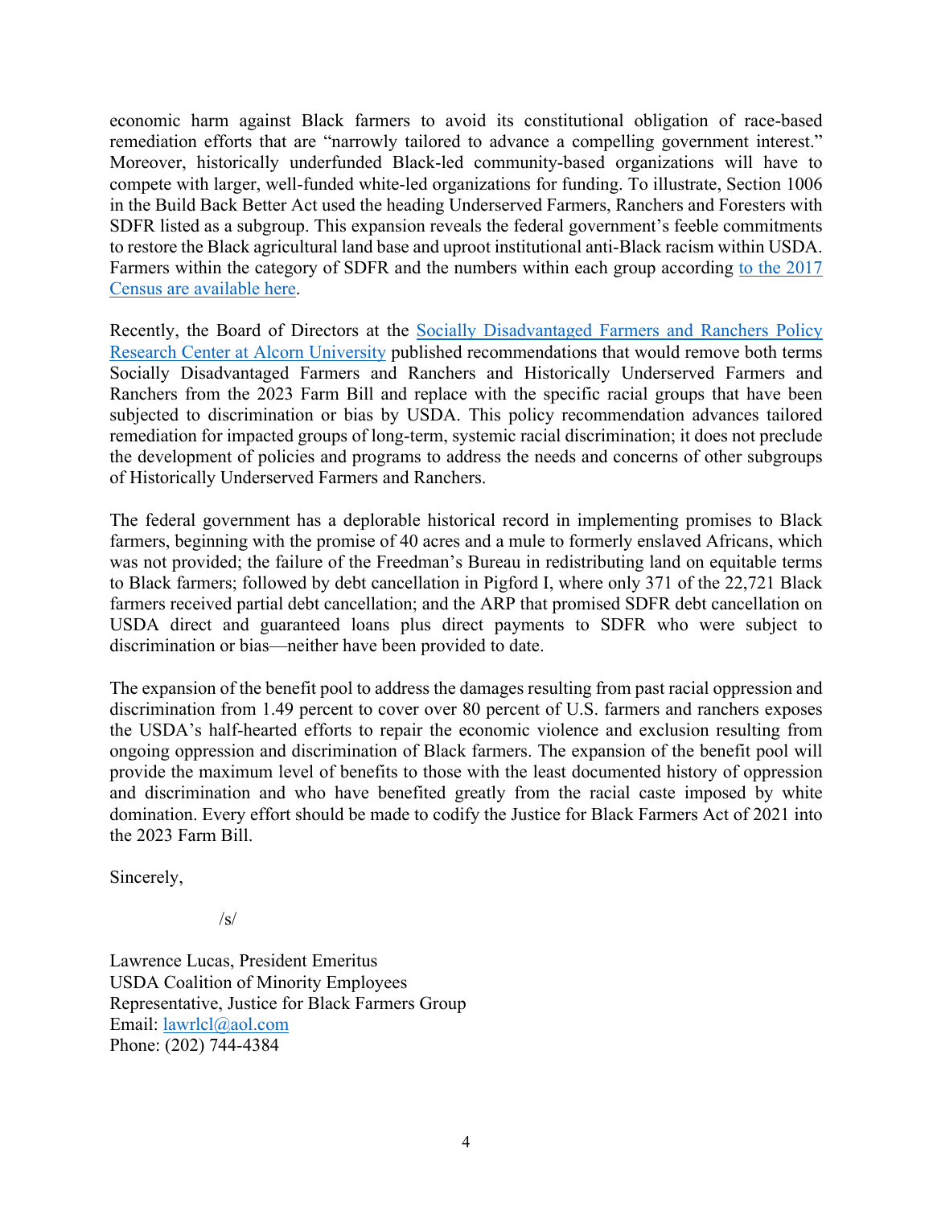economic harm against Black farmers to avoid its constitutional obligation of race-based remediation efforts that are "narrowly tailored to advance a compelling government interest." Moreover, historically underfunded Black-led community-based organizations will have to compete with larger, well-funded white-led organizations for funding. To illustrate, Section 1006 in the Build Back Better Act used the heading Underserved Farmers, Ranchers and Foresters with SDFR listed as a subgroup. This expansion reveals the federal government's feeble commitments to restore the Black agricultural land base and uproot institutional anti-Black racism within USDA. Farmers within the category of SDFR and the numbers within each group according [to the 2017 Census are available here](#).

Recently, the Board of Directors at the [Socially Disadvantaged Farmers and Ranchers Policy Research Center at Alcorn University](#) published recommendations that would remove both terms Socially Disadvantaged Farmers and Ranchers and Historically Underserved Farmers and Ranchers from the 2023 Farm Bill and replace with the specific racial groups that have been subjected to discrimination or bias by USDA. This policy recommendation advances tailored remediation for impacted groups of long-term, systemic racial discrimination; it does not preclude the development of policies and programs to address the needs and concerns of other subgroups of Historically Underserved Farmers and Ranchers.

The federal government has a deplorable historical record in implementing promises to Black farmers, beginning with the promise of 40 acres and a mule to formerly enslaved Africans, which was not provided; the failure of the Freedman's Bureau in redistributing land on equitable terms to Black farmers; followed by debt cancellation in Pigford I, where only 371 of the 22,721 Black farmers received partial debt cancellation; and the ARP that promised SDFR debt cancellation on USDA direct and guaranteed loans plus direct payments to SDFR who were subject to discrimination or bias—neither have been provided to date.

The expansion of the benefit pool to address the damages resulting from past racial oppression and discrimination from 1.49 percent to cover over 80 percent of U.S. farmers and ranchers exposes the USDA's half-hearted efforts to repair the economic violence and exclusion resulting from ongoing oppression and discrimination of Black farmers. The expansion of the benefit pool will provide the maximum level of benefits to those with the least documented history of oppression and discrimination and who have benefited greatly from the racial caste imposed by white domination. Every effort should be made to codify the Justice for Black Farmers Act of 2021 into the 2023 Farm Bill.

Sincerely,

/s/

Lawrence Lucas, President Emeritus  
USDA Coalition of Minority Employees  
Representative, Justice for Black Farmers Group  
Email: [lawrlcl@aol.com](mailto:lawrlcl@aol.com)  
Phone: (202) 744-4384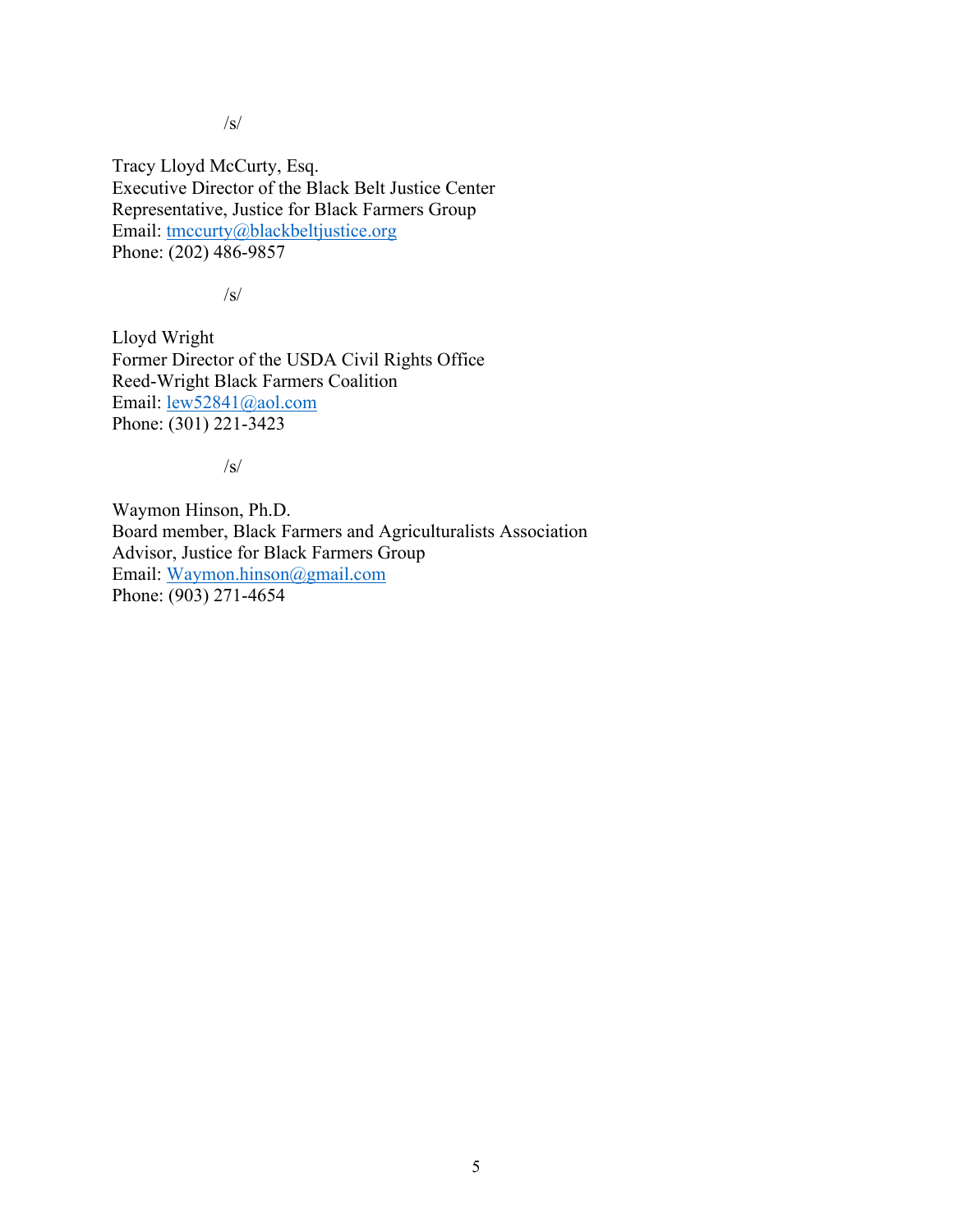/s/

Tracy Lloyd McCurty, Esq.
Executive Director of the Black Belt Justice Center
Representative, Justice for Black Farmers Group
Email: tmccurty@blackbeltjustice.org
Phone: (202) 486-9857

/s/

Lloyd Wright
Former Director of the USDA Civil Rights Office
Reed-Wright Black Farmers Coalition
Email: lew52841@aol.com
Phone: (301) 221-3423

/s/

Waymon Hinson, Ph.D.
Board member, Black Farmers and Agriculturalists Association
Advisor, Justice for Black Farmers Group
Email: Waymon.hinson@gmail.com
Phone: (903) 271-4654